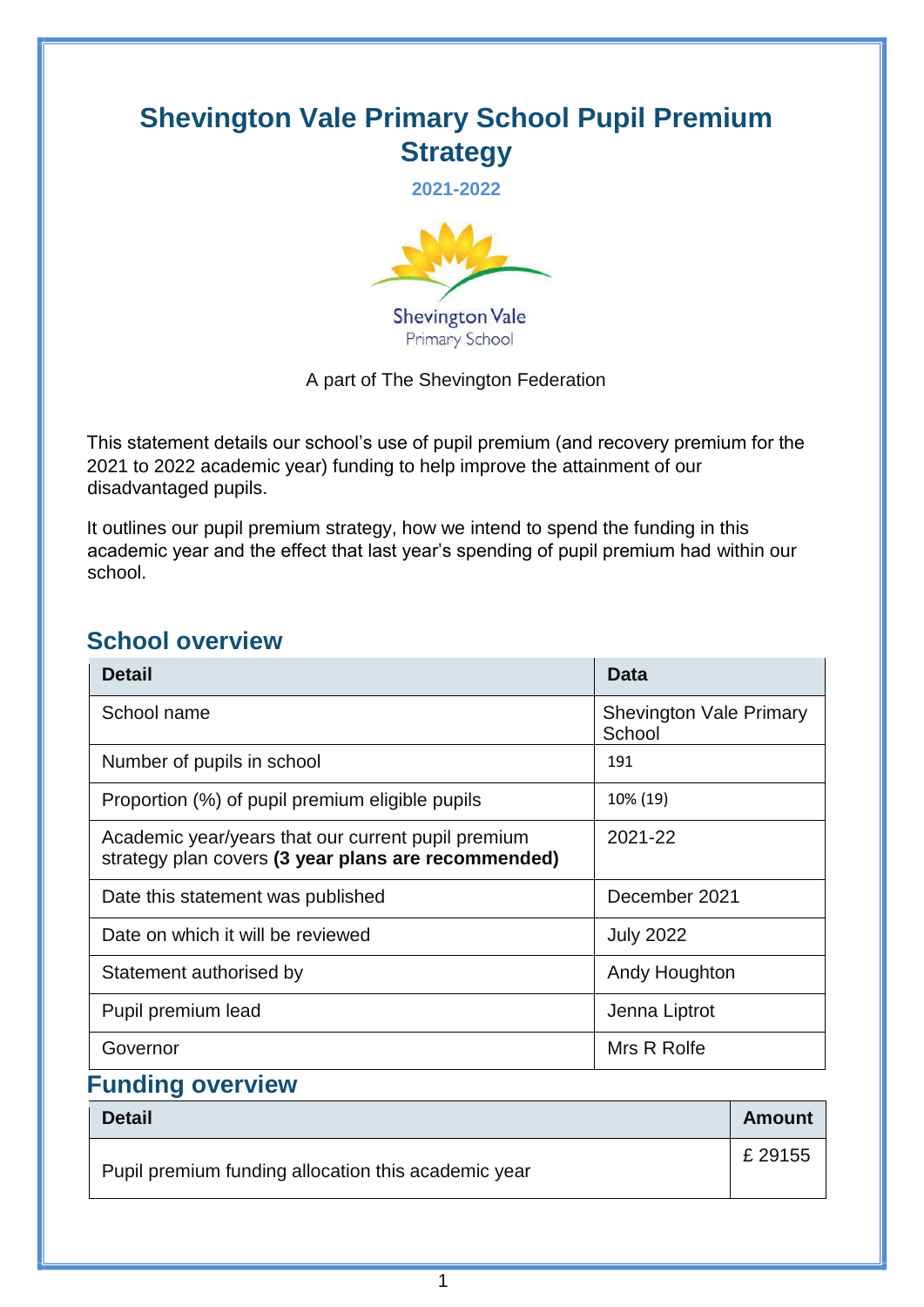# Shevington Vale Primary School Pupil Premium Strategy

**2021-2022**

Shevington Vale
Primary School

A part of The Shevington Federation

This statement details our school's use of pupil premium (and recovery premium for the 2021 to 2022 academic year) funding to help improve the attainment of our disadvantaged pupils.

It outlines our pupil premium strategy, how we intend to spend the funding in this academic year and the effect that last year's spending of pupil premium had within our school.

## School overview

| Detail | Data |
|---|---|
| School name | Shevington Vale Primary School |
| Number of pupils in school | 191 |
| Proportion (%) of pupil premium eligible pupils | 10% (19) |
| Academic year/years that our current pupil premium strategy plan covers **(3 year plans are recommended)** | 2021-22 |
| Date this statement was published | December 2021 |
| Date on which it will be reviewed | July 2022 |
| Statement authorised by | Andy Houghton |
| Pupil premium lead | Jenna Liptrot |
| Governor | Mrs R Rolfe |

## Funding overview

| Detail | Amount |
|---|---|
| Pupil premium funding allocation this academic year | £ 29155 |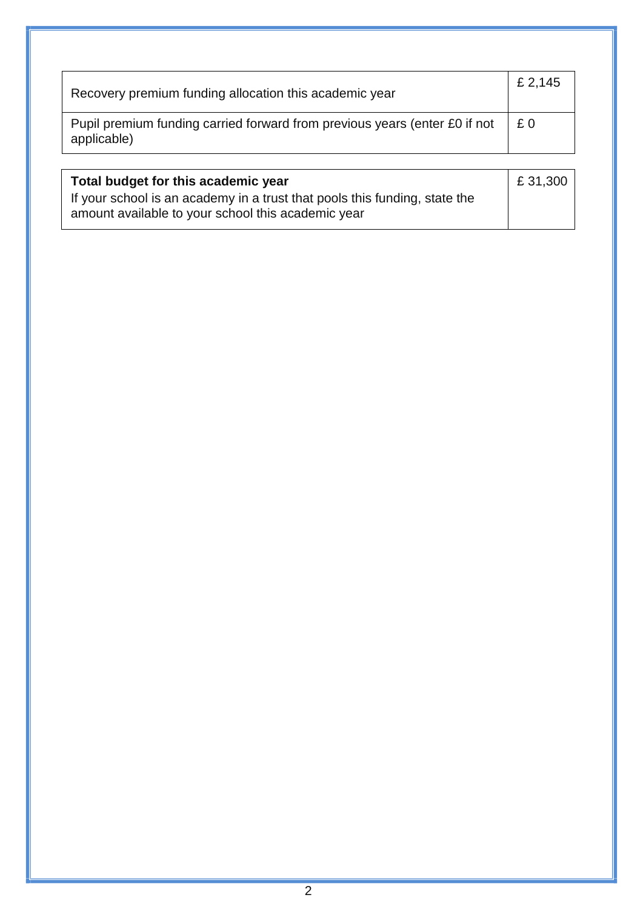| | |
|---|---|
| Recovery premium funding allocation this academic year | £ 2,145 |
| Pupil premium funding carried forward from previous years (enter £0 if not applicable) | £ 0 |

| | |
|---|---|
| **Total budget for this academic year**<br>If your school is an academy in a trust that pools this funding, state the amount available to your school this academic year | £ 31,300 |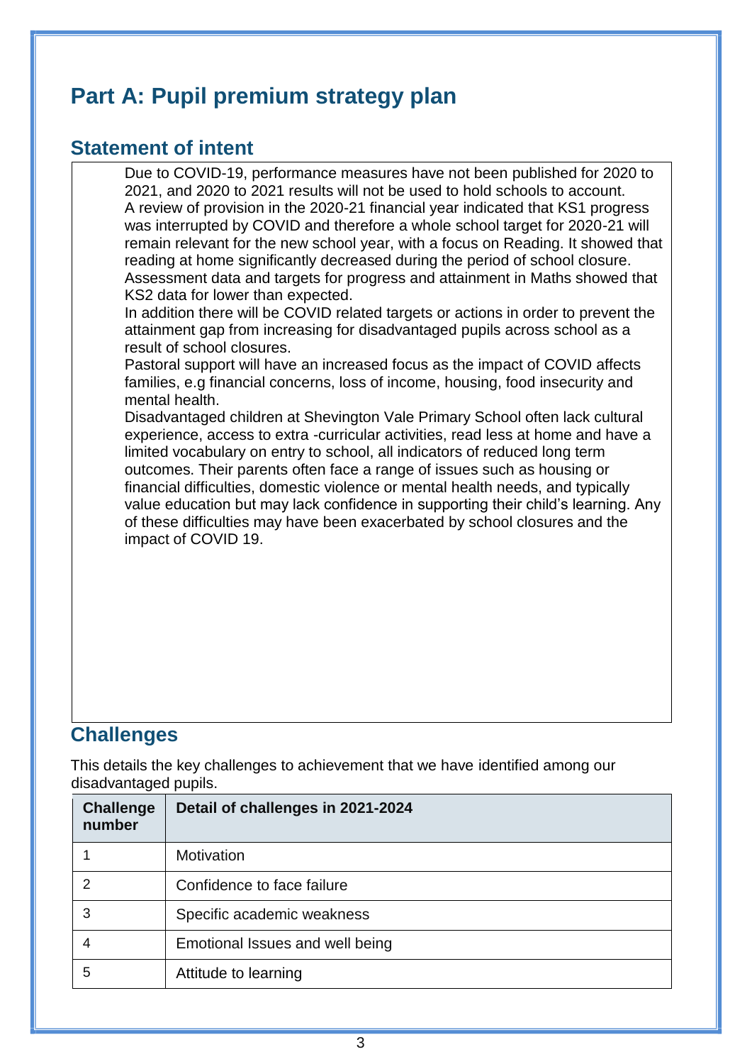# Part A: Pupil premium strategy plan

## Statement of intent

Due to COVID-19, performance measures have not been published for 2020 to 2021, and 2020 to 2021 results will not be used to hold schools to account.
A review of provision in the 2020-21 financial year indicated that KS1 progress was interrupted by COVID and therefore a whole school target for 2020-21 will remain relevant for the new school year, with a focus on Reading. It showed that reading at home significantly decreased during the period of school closure.
Assessment data and targets for progress and attainment in Maths showed that KS2 data for lower than expected.
In addition there will be COVID related targets or actions in order to prevent the attainment gap from increasing for disadvantaged pupils across school as a result of school closures.
Pastoral support will have an increased focus as the impact of COVID affects families, e.g financial concerns, loss of income, housing, food insecurity and mental health.
Disadvantaged children at Shevington Vale Primary School often lack cultural experience, access to extra -curricular activities, read less at home and have a limited vocabulary on entry to school, all indicators of reduced long term outcomes. Their parents often face a range of issues such as housing or financial difficulties, domestic violence or mental health needs, and typically value education but may lack confidence in supporting their child's learning. Any of these difficulties may have been exacerbated by school closures and the impact of COVID 19.

## Challenges

This details the key challenges to achievement that we have identified among our disadvantaged pupils.

| Challenge number | Detail of challenges in 2021-2024 |
|---|---|
| 1 | Motivation |
| 2 | Confidence to face failure |
| 3 | Specific academic weakness |
| 4 | Emotional Issues and well being |
| 5 | Attitude to learning |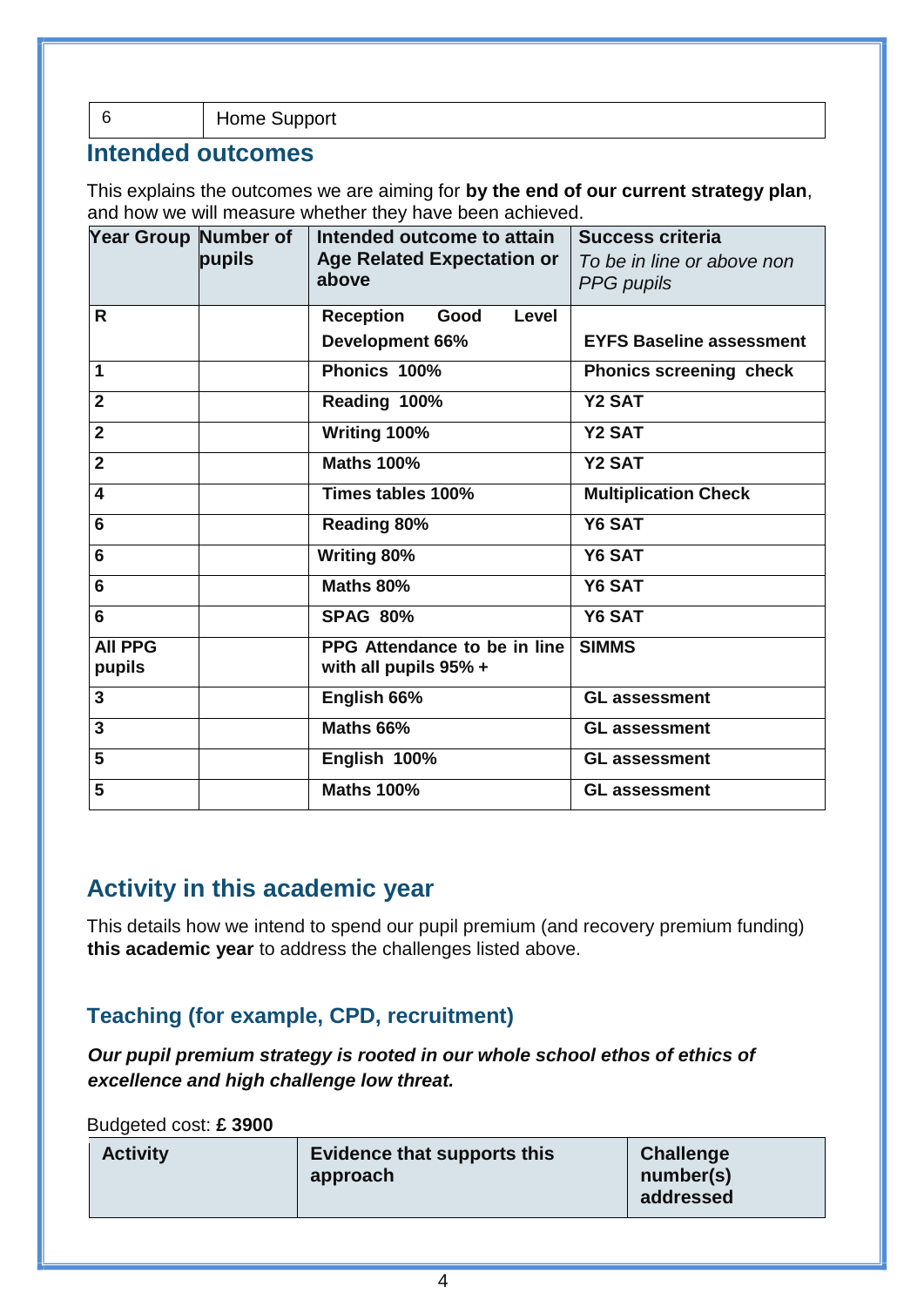| | |
|---|---|
| 6 | Home Support |

## Intended outcomes

This explains the outcomes we are aiming for **by the end of our current strategy plan**, and how we will measure whether they have been achieved.

| Year Group | Number of pupils | Intended outcome to attain Age Related Expectation or above | Success criteria *To be in line or above non PPG pupils* |
|---|---|---|---|
| **R** | | **Reception Good Level Development 66%** | **EYFS Baseline assessment** |
| **1** | | **Phonics 100%** | **Phonics screening check** |
| **2** | | **Reading 100%** | **Y2 SAT** |
| **2** | | **Writing 100%** | **Y2 SAT** |
| **2** | | **Maths 100%** | **Y2 SAT** |
| **4** | | **Times tables 100%** | **Multiplication Check** |
| **6** | | **Reading 80%** | **Y6 SAT** |
| **6** | | **Writing 80%** | **Y6 SAT** |
| **6** | | **Maths 80%** | **Y6 SAT** |
| **6** | | **SPAG 80%** | **Y6 SAT** |
| **All PPG pupils** | | **PPG Attendance to be in line with all pupils 95% +** | **SIMMS** |
| **3** | | **English 66%** | **GL assessment** |
| **3** | | **Maths 66%** | **GL assessment** |
| **5** | | **English 100%** | **GL assessment** |
| **5** | | **Maths 100%** | **GL assessment** |

## Activity in this academic year

This details how we intend to spend our pupil premium (and recovery premium funding) **this academic year** to address the challenges listed above.

### Teaching (for example, CPD, recruitment)

***Our pupil premium strategy is rooted in our whole school ethos of ethics of excellence and high challenge low threat.***

Budgeted cost: **£ 3900**

| Activity | Evidence that supports this approach | Challenge number(s) addressed |
|---|---|---|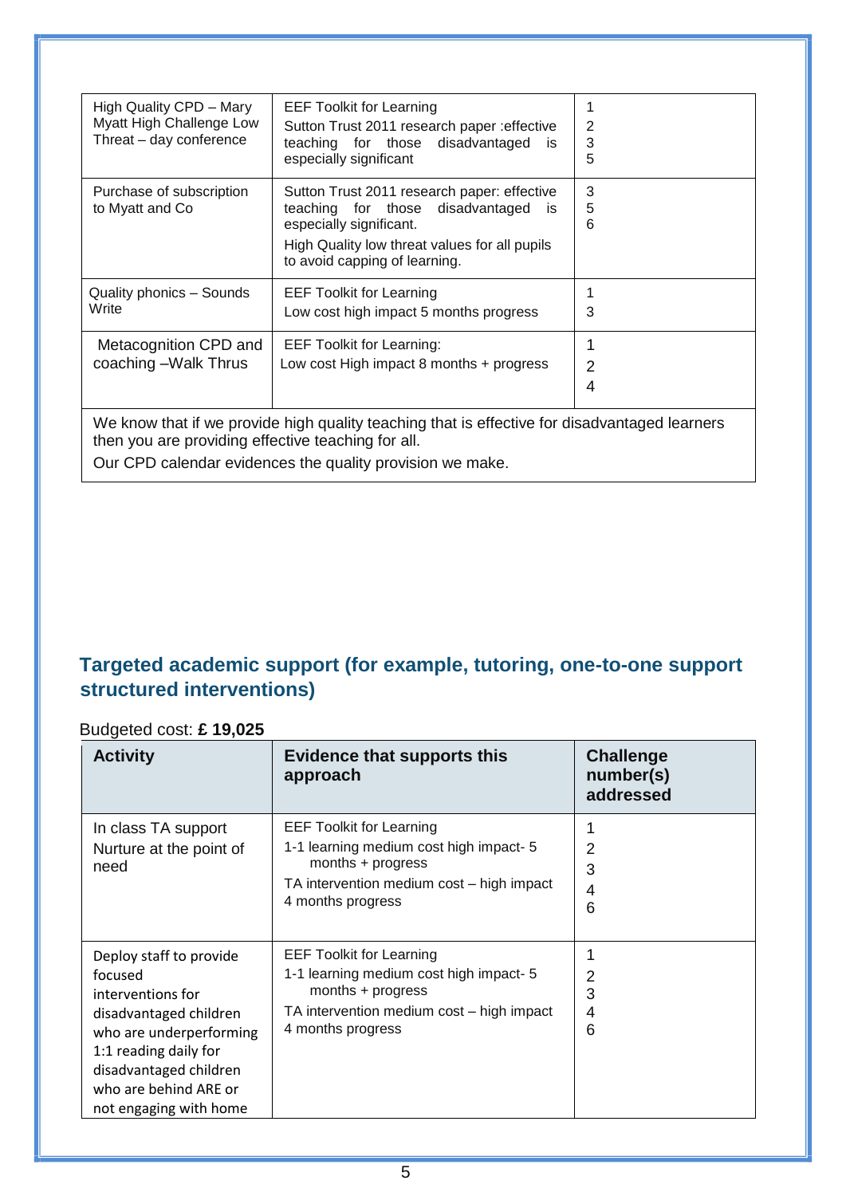| | | |
|---|---|---|
| High Quality CPD – Mary Myatt High Challenge Low Threat – day conference | EEF Toolkit for Learning<br>Sutton Trust 2011 research paper :effective teaching for those disadvantaged is especially significant | 1<br>2<br>3<br>5 |
| Purchase of subscription to Myatt and Co | Sutton Trust 2011 research paper: effective teaching for those disadvantaged is especially significant.<br>High Quality low threat values for all pupils to avoid capping of learning. | 3<br>5<br>6 |
| Quality phonics – Sounds Write | EEF Toolkit for Learning<br>Low cost high impact 5 months progress | 1<br>3 |
| Metacognition CPD and coaching –Walk Thrus | EEF Toolkit for Learning:<br>Low cost High impact 8 months + progress | 1<br>2<br>4 |
| We know that if we provide high quality teaching that is effective for disadvantaged learners then you are providing effective teaching for all.<br>Our CPD calendar evidences the quality provision we make. | | |

## Targeted academic support (for example, tutoring, one-to-one support structured interventions)

Budgeted cost: **£ 19,025**

| Activity | Evidence that supports this approach | Challenge number(s) addressed |
|---|---|---|
| In class TA support<br>Nurture at the point of need | EEF Toolkit for Learning<br>1-1 learning medium cost high impact- 5 months + progress<br>TA intervention medium cost – high impact 4 months progress | 1<br>2<br>3<br>4<br>6 |
| Deploy staff to provide focused interventions for disadvantaged children who are underperforming 1:1 reading daily for disadvantaged children who are behind ARE or not engaging with home | EEF Toolkit for Learning<br>1-1 learning medium cost high impact- 5 months + progress<br>TA intervention medium cost – high impact 4 months progress | 1<br>2<br>3<br>4<br>6 |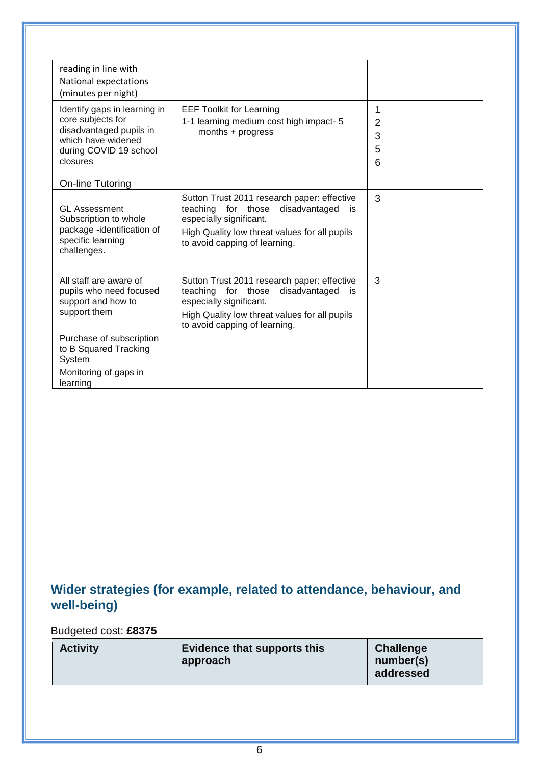| | | |
|---|---|---|
| reading in line with National expectations (minutes per night) | | |
| Identify gaps in learning in core subjects for disadvantaged pupils in which have widened during COVID 19 school closures<br><br>On-line Tutoring | EEF Toolkit for Learning<br>1-1 learning medium cost high impact- 5 months + progress | 1<br>2<br>3<br>5<br>6 |
| GL Assessment Subscription to whole package -identification of specific learning challenges. | Sutton Trust 2011 research paper: effective teaching for those disadvantaged is especially significant.<br>High Quality low threat values for all pupils to avoid capping of learning. | 3 |
| All staff are aware of pupils who need focused support and how to support them<br><br>Purchase of subscription to B Squared Tracking System<br>Monitoring of gaps in learning | Sutton Trust 2011 research paper: effective teaching for those disadvantaged is especially significant.<br>High Quality low threat values for all pupils to avoid capping of learning. | 3 |

## Wider strategies (for example, related to attendance, behaviour, and well-being)

Budgeted cost: **£8375**

| Activity | Evidence that supports this approach | Challenge number(s) addressed |
|---|---|---|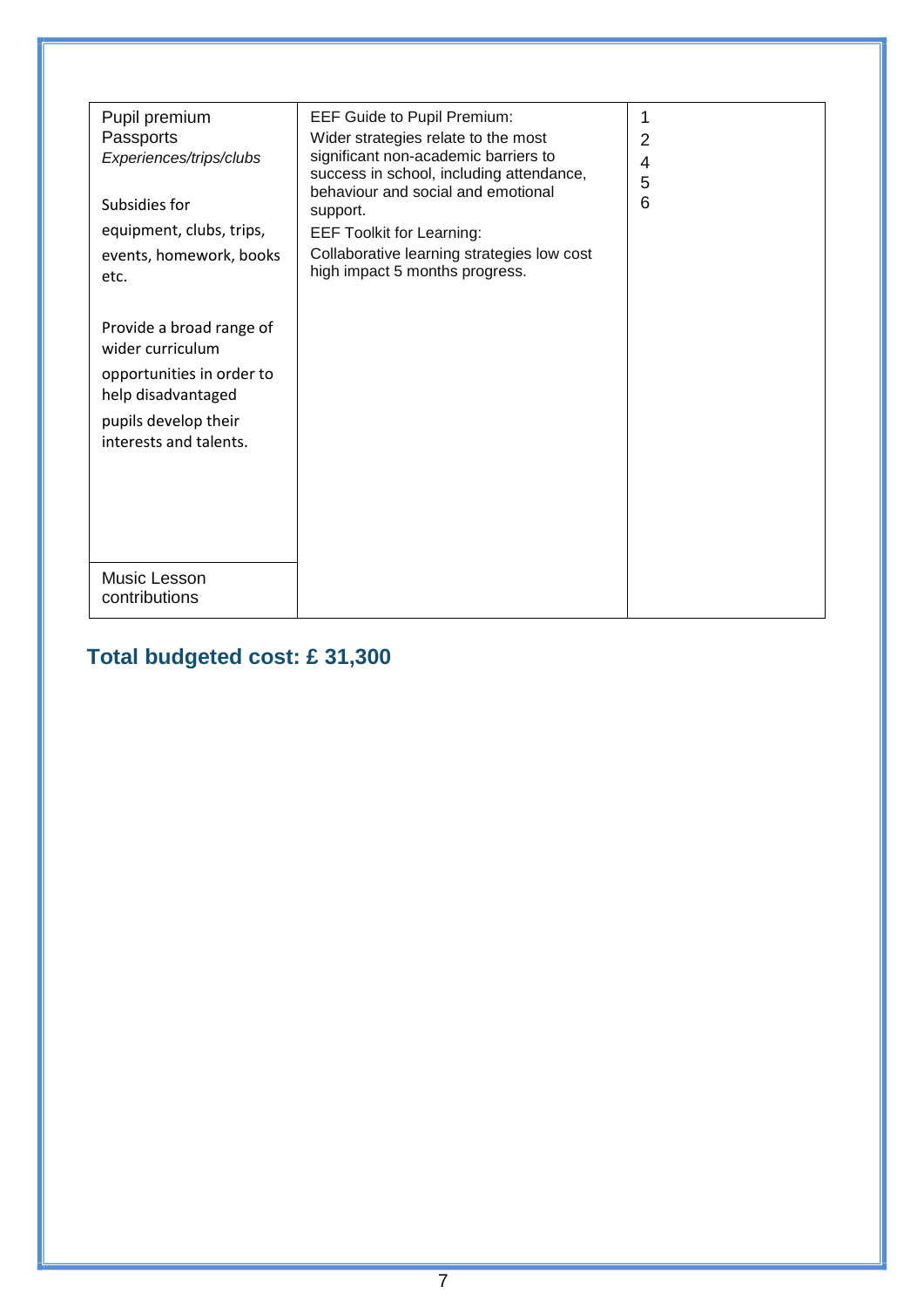| | | |
|---|---|---|
| Pupil premium Passports *Experiences/trips/clubs*<br><br>Subsidies for equipment, clubs, trips, events, homework, books etc.<br><br>Provide a broad range of wider curriculum opportunities in order to help disadvantaged pupils develop their interests and talents. | EEF Guide to Pupil Premium:<br>Wider strategies relate to the most significant non-academic barriers to success in school, including attendance, behaviour and social and emotional support.<br>EEF Toolkit for Learning:<br>Collaborative learning strategies low cost high impact 5 months progress. | 1<br>2<br>4<br>5<br>6 |
| Music Lesson contributions | | |

## Total budgeted cost: £ 31,300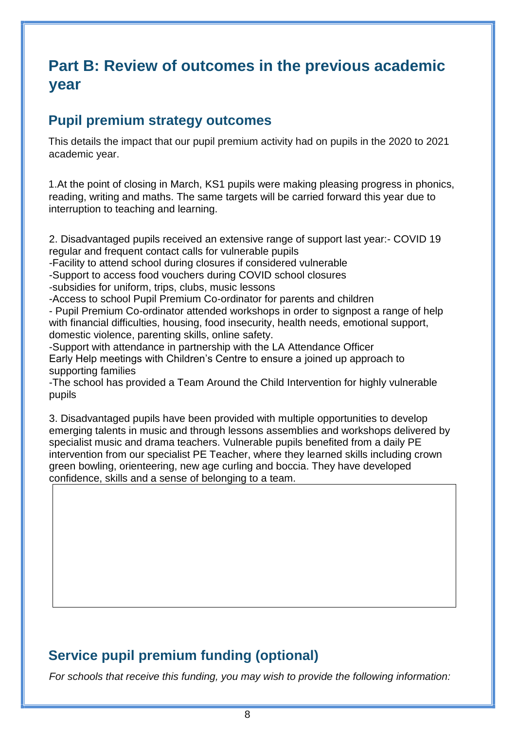# Part B: Review of outcomes in the previous academic year

## Pupil premium strategy outcomes

This details the impact that our pupil premium activity had on pupils in the 2020 to 2021 academic year.

1.At the point of closing in March, KS1 pupils were making pleasing progress in phonics, reading, writing and maths. The same targets will be carried forward this year due to interruption to teaching and learning.

2. Disadvantaged pupils received an extensive range of support last year:- COVID 19 regular and frequent contact calls for vulnerable pupils

-Facility to attend school during closures if considered vulnerable

-Support to access food vouchers during COVID school closures

-subsidies for uniform, trips, clubs, music lessons

-Access to school Pupil Premium Co-ordinator for parents and children

- Pupil Premium Co-ordinator attended workshops in order to signpost a range of help with financial difficulties, housing, food insecurity, health needs, emotional support, domestic violence, parenting skills, online safety.

-Support with attendance in partnership with the LA Attendance Officer

Early Help meetings with Children's Centre to ensure a joined up approach to supporting families

-The school has provided a Team Around the Child Intervention for highly vulnerable pupils

3. Disadvantaged pupils have been provided with multiple opportunities to develop emerging talents in music and through lessons assemblies and workshops delivered by specialist music and drama teachers. Vulnerable pupils benefited from a daily PE intervention from our specialist PE Teacher, where they learned skills including crown green bowling, orienteering, new age curling and boccia. They have developed confidence, skills and a sense of belonging to a team.

## Service pupil premium funding (optional)

*For schools that receive this funding, you may wish to provide the following information:*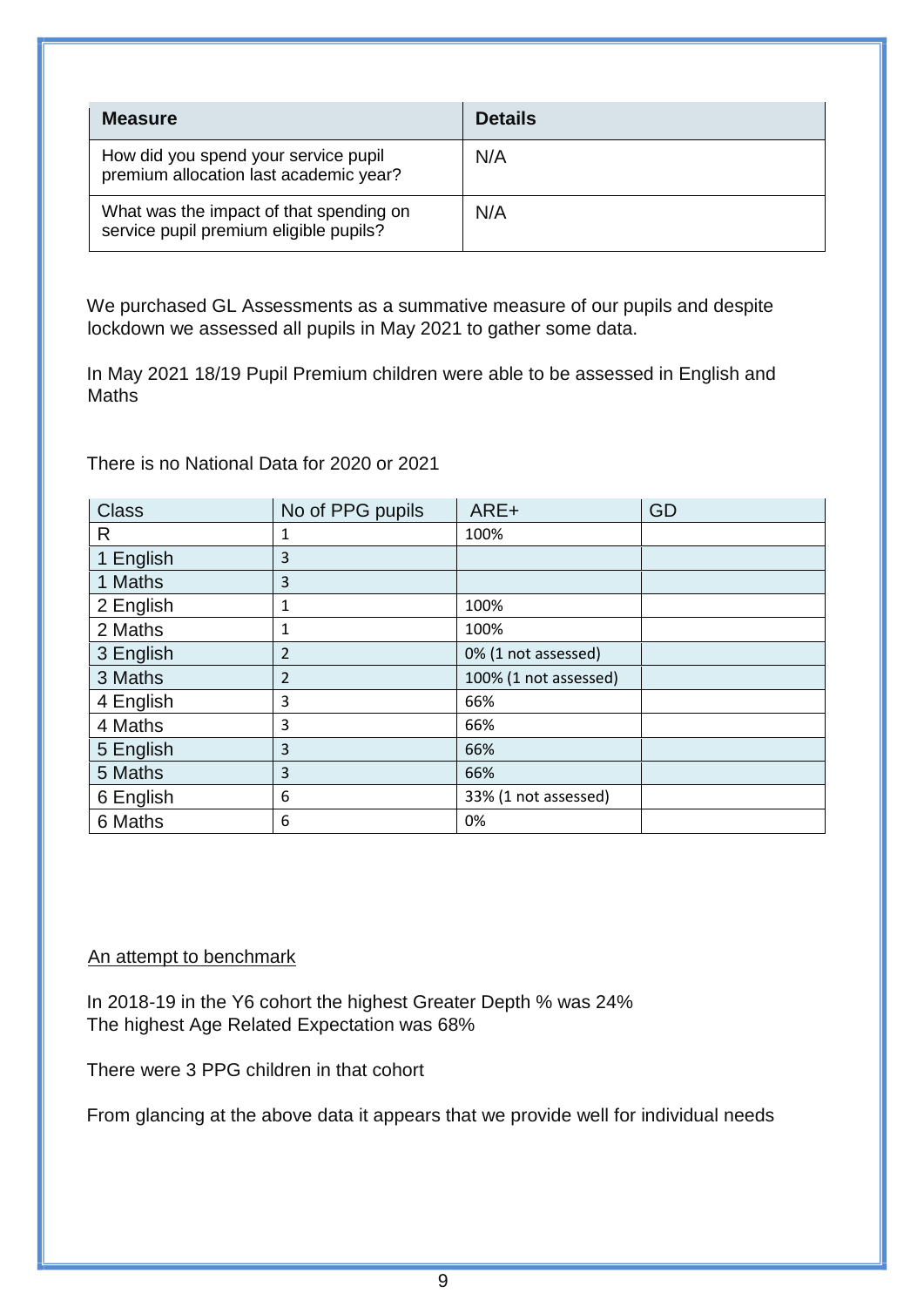| Measure | Details |
| --- | --- |
| How did you spend your service pupil premium allocation last academic year? | N/A |
| What was the impact of that spending on service pupil premium eligible pupils? | N/A |

We purchased GL Assessments as a summative measure of our pupils and despite lockdown we assessed all pupils in May 2021 to gather some data.

In May 2021 18/19 Pupil Premium children were able to be assessed in English and Maths

There is no National Data for 2020 or 2021

| Class | No of PPG pupils | ARE+ | GD |
| --- | --- | --- | --- |
| R | 1 | 100% | |
| 1 English | 3 | | |
| 1 Maths | 3 | | |
| 2 English | 1 | 100% | |
| 2 Maths | 1 | 100% | |
| 3 English | 2 | 0% (1 not assessed) | |
| 3 Maths | 2 | 100% (1 not assessed) | |
| 4 English | 3 | 66% | |
| 4 Maths | 3 | 66% | |
| 5 English | 3 | 66% | |
| 5 Maths | 3 | 66% | |
| 6 English | 6 | 33% (1 not assessed) | |
| 6 Maths | 6 | 0% | |

An attempt to benchmark

In 2018-19 in the Y6 cohort the highest Greater Depth % was 24%
The highest Age Related Expectation was 68%

There were 3 PPG children in that cohort

From glancing at the above data it appears that we provide well for individual needs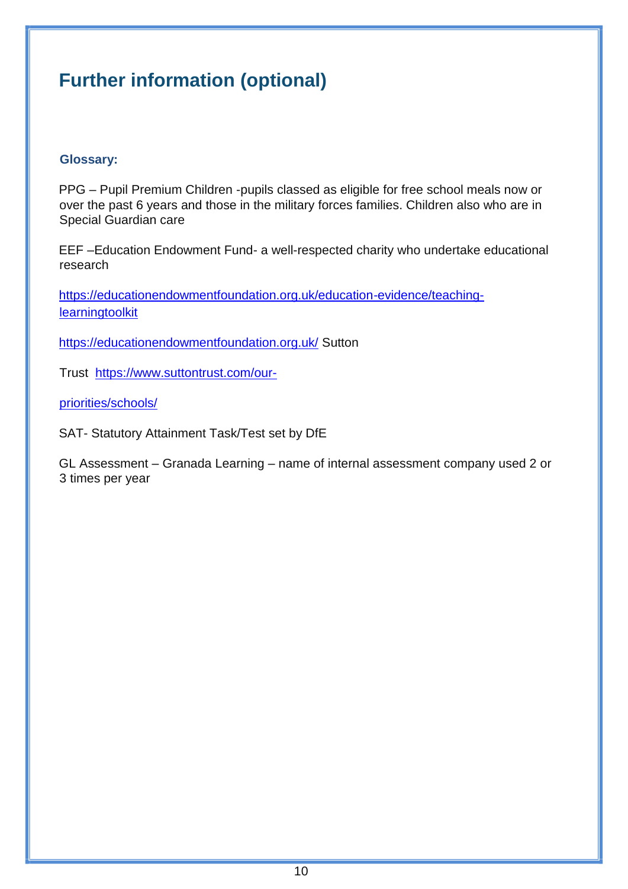# Further information (optional)

### Glossary:

PPG – Pupil Premium Children -pupils classed as eligible for free school meals now or over the past 6 years and those in the military forces families. Children also who are in Special Guardian care

EEF –Education Endowment Fund- a well-respected charity who undertake educational research

https://educationendowmentfoundation.org.uk/education-evidence/teaching-learningtoolkit

https://educationendowmentfoundation.org.uk/ Sutton

Trust https://www.suttontrust.com/our-

priorities/schools/

SAT- Statutory Attainment Task/Test set by DfE

GL Assessment – Granada Learning – name of internal assessment company used 2 or 3 times per year